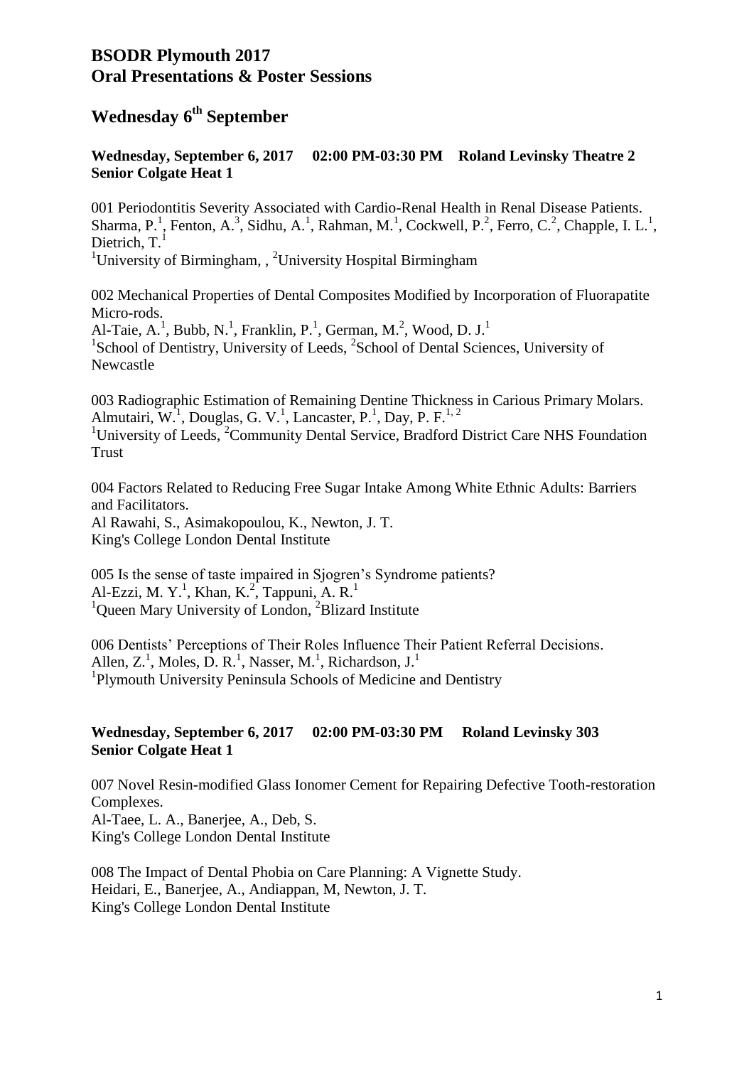# BSODR Plymouth 2017
# Oral Presentations & Poster Sessions

## Wednesday 6th September

### Wednesday, September 6, 2017 02:00 PM-03:30 PM Roland Levinsky Theatre 2
### Senior Colgate Heat 1

001 Periodontitis Severity Associated with Cardio-Renal Health in Renal Disease Patients.
Sharma, P.[1], Fenton, A.[3], Sidhu, A.[1], Rahman, M.[1], Cockwell, P.[2], Ferro, C.[2], Chapple, I. L.[1], Dietrich, T.[1]
[1]University of Birmingham, , [2]University Hospital Birmingham

002 Mechanical Properties of Dental Composites Modified by Incorporation of Fluorapatite Micro-rods.
Al-Taie, A.[1], Bubb, N.[1], Franklin, P.[1], German, M.[2], Wood, D. J.[1]
[1]School of Dentistry, University of Leeds, [2]School of Dental Sciences, University of Newcastle

003 Radiographic Estimation of Remaining Dentine Thickness in Carious Primary Molars.
Almutairi, W.[1], Douglas, G. V.[1], Lancaster, P.[1], Day, P. F.[1, 2]
[1]University of Leeds, [2]Community Dental Service, Bradford District Care NHS Foundation Trust

004 Factors Related to Reducing Free Sugar Intake Among White Ethnic Adults: Barriers and Facilitators.
Al Rawahi, S., Asimakopoulou, K., Newton, J. T.
King's College London Dental Institute

005 Is the sense of taste impaired in Sjogren's Syndrome patients?
Al-Ezzi, M. Y.[1], Khan, K.[2], Tappuni, A. R.[1]
[1]Queen Mary University of London, [2]Blizard Institute

006 Dentists' Perceptions of Their Roles Influence Their Patient Referral Decisions.
Allen, Z.[1], Moles, D. R.[1], Nasser, M.[1], Richardson, J.[1]
[1]Plymouth University Peninsula Schools of Medicine and Dentistry

### Wednesday, September 6, 2017 02:00 PM-03:30 PM Roland Levinsky 303
### Senior Colgate Heat 1

007 Novel Resin-modified Glass Ionomer Cement for Repairing Defective Tooth-restoration Complexes.
Al-Taee, L. A., Banerjee, A., Deb, S.
King's College London Dental Institute

008 The Impact of Dental Phobia on Care Planning: A Vignette Study.
Heidari, E., Banerjee, A., Andiappan, M, Newton, J. T.
King's College London Dental Institute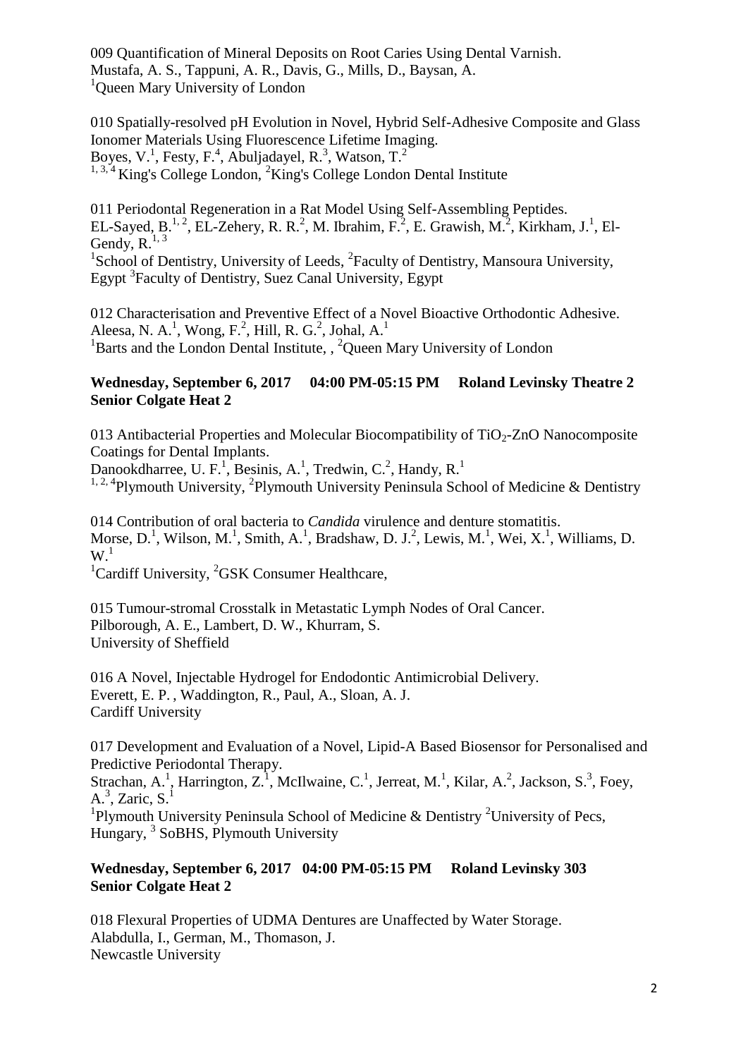009 Quantification of Mineral Deposits on Root Caries Using Dental Varnish.
Mustafa, A. S., Tappuni, A. R., Davis, G., Mills, D., Baysan, A.
[1]Queen Mary University of London

010 Spatially-resolved pH Evolution in Novel, Hybrid Self-Adhesive Composite and Glass Ionomer Materials Using Fluorescence Lifetime Imaging.
Boyes, V.[1], Festy, F.[4], Abuljadayel, R.[3], Watson, T.[2]
[1, 3, 4] King's College London, [2]King's College London Dental Institute

011 Periodontal Regeneration in a Rat Model Using Self-Assembling Peptides.
EL-Sayed, B.[1, 2], EL-Zehery, R. R.[2], M. Ibrahim, F.[2], E. Grawish, M.[2], Kirkham, J.[1], El-Gendy, R.[1, 3]
[1]School of Dentistry, University of Leeds, [2]Faculty of Dentistry, Mansoura University, Egypt [3]Faculty of Dentistry, Suez Canal University, Egypt

012 Characterisation and Preventive Effect of a Novel Bioactive Orthodontic Adhesive.
Aleesa, N. A.[1], Wong, F.[2], Hill, R. G.[2], Johal, A.[1]
[1]Barts and the London Dental Institute, , [2]Queen Mary University of London

**Wednesday, September 6, 2017 04:00 PM-05:15 PM Roland Levinsky Theatre 2**
**Senior Colgate Heat 2**

013 Antibacterial Properties and Molecular Biocompatibility of $TiO_2$-ZnO Nanocomposite Coatings for Dental Implants.
Danookdharree, U. F.[1], Besinis, A.[1], Tredwin, C.[2], Handy, R.[1]
[1, 2, 4]Plymouth University, [2]Plymouth University Peninsula School of Medicine & Dentistry

014 Contribution of oral bacteria to *Candida* virulence and denture stomatitis.
Morse, D.[1], Wilson, M.[1], Smith, A.[1], Bradshaw, D. J.[2], Lewis, M.[1], Wei, X.[1], Williams, D. W.[1]
[1]Cardiff University, [2]GSK Consumer Healthcare,

015 Tumour-stromal Crosstalk in Metastatic Lymph Nodes of Oral Cancer.
Pilborough, A. E., Lambert, D. W., Khurram, S.
University of Sheffield

016 A Novel, Injectable Hydrogel for Endodontic Antimicrobial Delivery.
Everett, E. P. , Waddington, R., Paul, A., Sloan, A. J.
Cardiff University

017 Development and Evaluation of a Novel, Lipid-A Based Biosensor for Personalised and Predictive Periodontal Therapy.
Strachan, A.[1], Harrington, Z.[1], McIlwaine, C.[1], Jerreat, M.[1], Kilar, A.[2], Jackson, S.[3], Foey, A.[3], Zaric, S.[1]
[1]Plymouth University Peninsula School of Medicine & Dentistry [2]University of Pecs, Hungary, [3] SoBHS, Plymouth University

**Wednesday, September 6, 2017 04:00 PM-05:15 PM Roland Levinsky 303**
**Senior Colgate Heat 2**

018 Flexural Properties of UDMA Dentures are Unaffected by Water Storage.
Alabdulla, I., German, M., Thomason, J.
Newcastle University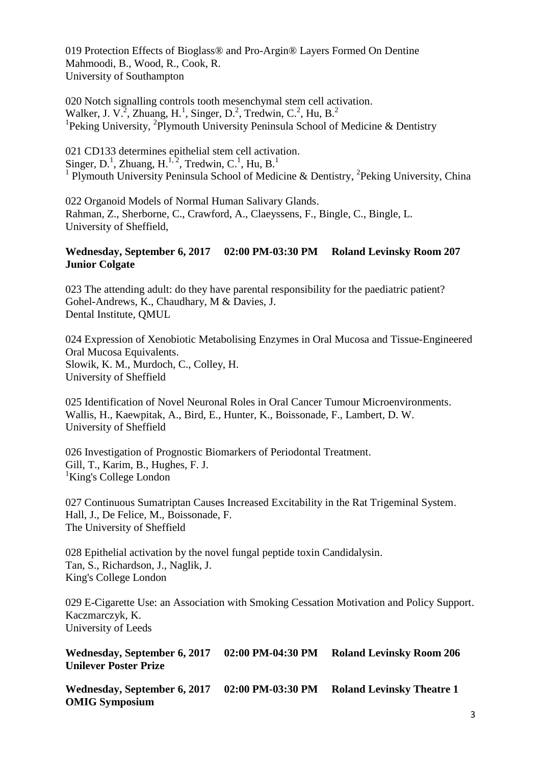019 Protection Effects of Bioglass® and Pro-Argin® Layers Formed On Dentine
Mahmoodi, B., Wood, R., Cook, R.
University of Southampton

020 Notch signalling controls tooth mesenchymal stem cell activation.
Walker, J. V.[2], Zhuang, H.[1], Singer, D.[2], Tredwin, C.[2], Hu, B.[2]
[1]Peking University, [2]Plymouth University Peninsula School of Medicine & Dentistry

021 CD133 determines epithelial stem cell activation.
Singer, D.[1], Zhuang, H.[1, 2], Tredwin, C.[1], Hu, B.[1]
[1] Plymouth University Peninsula School of Medicine & Dentistry, [2]Peking University, China

022 Organoid Models of Normal Human Salivary Glands.
Rahman, Z., Sherborne, C., Crawford, A., Claeyssens, F., Bingle, C., Bingle, L.
University of Sheffield,

**Wednesday, September 6, 2017 02:00 PM-03:30 PM Roland Levinsky Room 207**
**Junior Colgate**

023 The attending adult: do they have parental responsibility for the paediatric patient?
Gohel-Andrews, K., Chaudhary, M & Davies, J.
Dental Institute, QMUL

024 Expression of Xenobiotic Metabolising Enzymes in Oral Mucosa and Tissue-Engineered Oral Mucosa Equivalents.
Slowik, K. M., Murdoch, C., Colley, H.
University of Sheffield

025 Identification of Novel Neuronal Roles in Oral Cancer Tumour Microenvironments.
Wallis, H., Kaewpitak, A., Bird, E., Hunter, K., Boissonade, F., Lambert, D. W.
University of Sheffield

026 Investigation of Prognostic Biomarkers of Periodontal Treatment.
Gill, T., Karim, B., Hughes, F. J.
[1]King's College London

027 Continuous Sumatriptan Causes Increased Excitability in the Rat Trigeminal System.
Hall, J., De Felice, M., Boissonade, F.
The University of Sheffield

028 Epithelial activation by the novel fungal peptide toxin Candidalysin.
Tan, S., Richardson, J., Naglik, J.
King's College London

029 E-Cigarette Use: an Association with Smoking Cessation Motivation and Policy Support.
Kaczmarczyk, K.
University of Leeds

**Wednesday, September 6, 2017 02:00 PM-04:30 PM Roland Levinsky Room 206**
**Unilever Poster Prize**

**Wednesday, September 6, 2017 02:00 PM-03:30 PM Roland Levinsky Theatre 1**
**OMIG Symposium**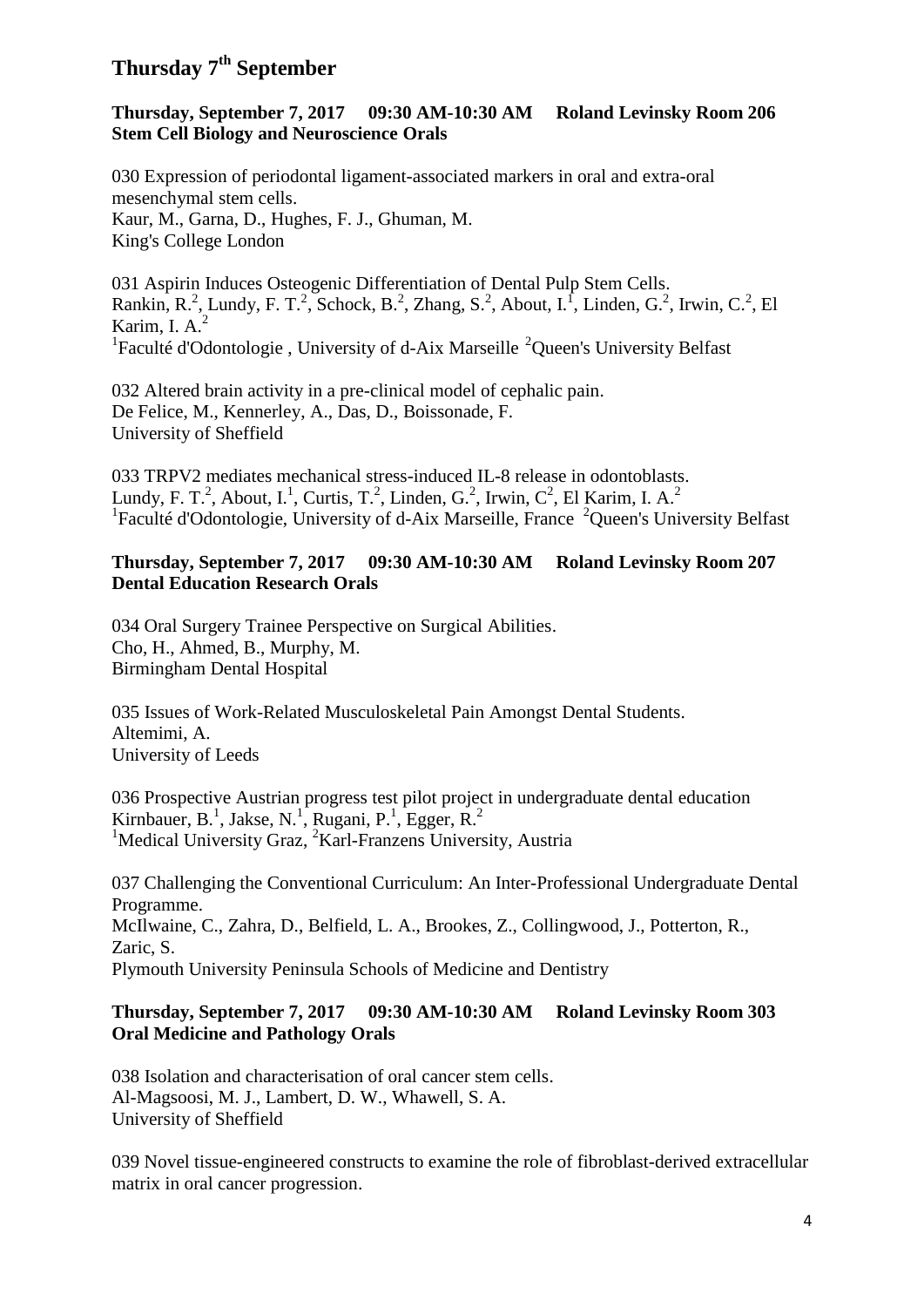# Thursday 7th September

**Thursday, September 7, 2017 09:30 AM-10:30 AM Roland Levinsky Room 206**
**Stem Cell Biology and Neuroscience Orals**

030 Expression of periodontal ligament-associated markers in oral and extra-oral mesenchymal stem cells.
Kaur, M., Garna, D., Hughes, F. J., Ghuman, M.
King's College London

031 Aspirin Induces Osteogenic Differentiation of Dental Pulp Stem Cells.
Rankin, R.[2], Lundy, F. T.[2], Schock, B.[2], Zhang, S.[2], About, I.[1], Linden, G.[2], Irwin, C.[2], El Karim, I. A.[2]
[1]Faculté d'Odontologie , University of d-Aix Marseille [2]Queen's University Belfast

032 Altered brain activity in a pre-clinical model of cephalic pain.
De Felice, M., Kennerley, A., Das, D., Boissonade, F.
University of Sheffield

033 TRPV2 mediates mechanical stress-induced IL-8 release in odontoblasts.
Lundy, F. T.[2], About, I.[1], Curtis, T.[2], Linden, G.[2], Irwin, C[2], El Karim, I. A.[2]
[1]Faculté d'Odontologie, University of d-Aix Marseille, France [2]Queen's University Belfast

**Thursday, September 7, 2017 09:30 AM-10:30 AM Roland Levinsky Room 207**
**Dental Education Research Orals**

034 Oral Surgery Trainee Perspective on Surgical Abilities.
Cho, H., Ahmed, B., Murphy, M.
Birmingham Dental Hospital

035 Issues of Work-Related Musculoskeletal Pain Amongst Dental Students.
Altemimi, A.
University of Leeds

036 Prospective Austrian progress test pilot project in undergraduate dental education
Kirnbauer, B.[1], Jakse, N.[1], Rugani, P.[1], Egger, R.[2]
[1]Medical University Graz, [2]Karl-Franzens University, Austria

037 Challenging the Conventional Curriculum: An Inter-Professional Undergraduate Dental Programme.
McIlwaine, C., Zahra, D., Belfield, L. A., Brookes, Z., Collingwood, J., Potterton, R., Zaric, S.
Plymouth University Peninsula Schools of Medicine and Dentistry

**Thursday, September 7, 2017 09:30 AM-10:30 AM Roland Levinsky Room 303**
**Oral Medicine and Pathology Orals**

038 Isolation and characterisation of oral cancer stem cells.
Al-Magsoosi, M. J., Lambert, D. W., Whawell, S. A.
University of Sheffield

039 Novel tissue-engineered constructs to examine the role of fibroblast-derived extracellular matrix in oral cancer progression.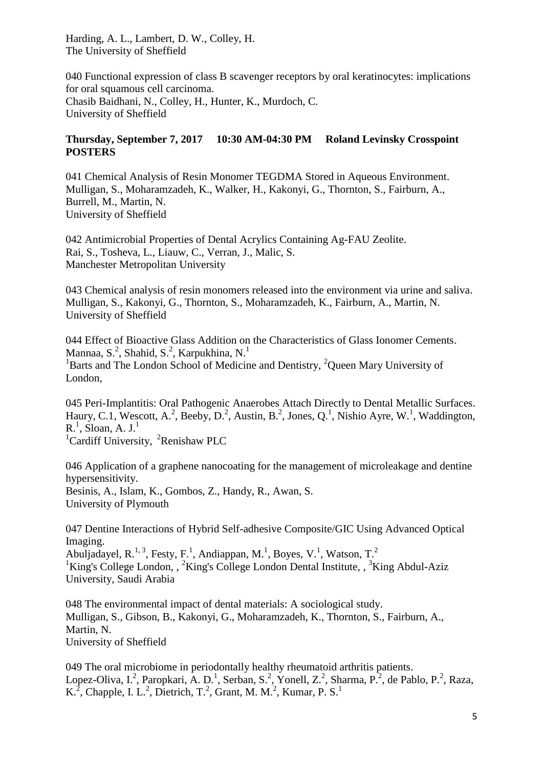Harding, A. L., Lambert, D. W., Colley, H.
The University of Sheffield

040 Functional expression of class B scavenger receptors by oral keratinocytes: implications for oral squamous cell carcinoma.
Chasib Baidhani, N., Colley, H., Hunter, K., Murdoch, C.
University of Sheffield

**Thursday, September 7, 2017 10:30 AM-04:30 PM Roland Levinsky Crosspoint POSTERS**

041 Chemical Analysis of Resin Monomer TEGDMA Stored in Aqueous Environment.
Mulligan, S., Moharamzadeh, K., Walker, H., Kakonyi, G., Thornton, S., Fairburn, A., Burrell, M., Martin, N.
University of Sheffield

042 Antimicrobial Properties of Dental Acrylics Containing Ag-FAU Zeolite.
Rai, S., Tosheva, L., Liauw, C., Verran, J., Malic, S.
Manchester Metropolitan University

043 Chemical analysis of resin monomers released into the environment via urine and saliva.
Mulligan, S., Kakonyi, G., Thornton, S., Moharamzadeh, K., Fairburn, A., Martin, N.
University of Sheffield

044 Effect of Bioactive Glass Addition on the Characteristics of Glass Ionomer Cements.
Mannaa, S.[2], Shahid, S.[2], Karpukhina, N.[1]
[1]Barts and The London School of Medicine and Dentistry, [2]Queen Mary University of London,

045 Peri-Implantitis: Oral Pathogenic Anaerobes Attach Directly to Dental Metallic Surfaces.
Haury, C.1, Wescott, A.[2], Beeby, D.[2], Austin, B.[2], Jones, Q.[1], Nishio Ayre, W.[1], Waddington, R.[1], Sloan, A. J.[1]
[1]Cardiff University, [2]Renishaw PLC

046 Application of a graphene nanocoating for the management of microleakage and dentine hypersensitivity.
Besinis, A., Islam, K., Gombos, Z., Handy, R., Awan, S.
University of Plymouth

047 Dentine Interactions of Hybrid Self-adhesive Composite/GIC Using Advanced Optical Imaging.
Abuljadayel, R.[1, 3], Festy, F.[1], Andiappan, M.[1], Boyes, V.[1], Watson, T.[2]
[1]King's College London, , [2]King's College London Dental Institute, , [3]King Abdul-Aziz University, Saudi Arabia

048 The environmental impact of dental materials: A sociological study.
Mulligan, S., Gibson, B., Kakonyi, G., Moharamzadeh, K., Thornton, S., Fairburn, A., Martin, N.
University of Sheffield

049 The oral microbiome in periodontally healthy rheumatoid arthritis patients.
Lopez-Oliva, I.[2], Paropkari, A. D.[1], Serban, S.[2], Yonell, Z.[2], Sharma, P.[2], de Pablo, P.[2], Raza, K.[2], Chapple, I. L.[2], Dietrich, T.[2], Grant, M. M.[2], Kumar, P. S.[1]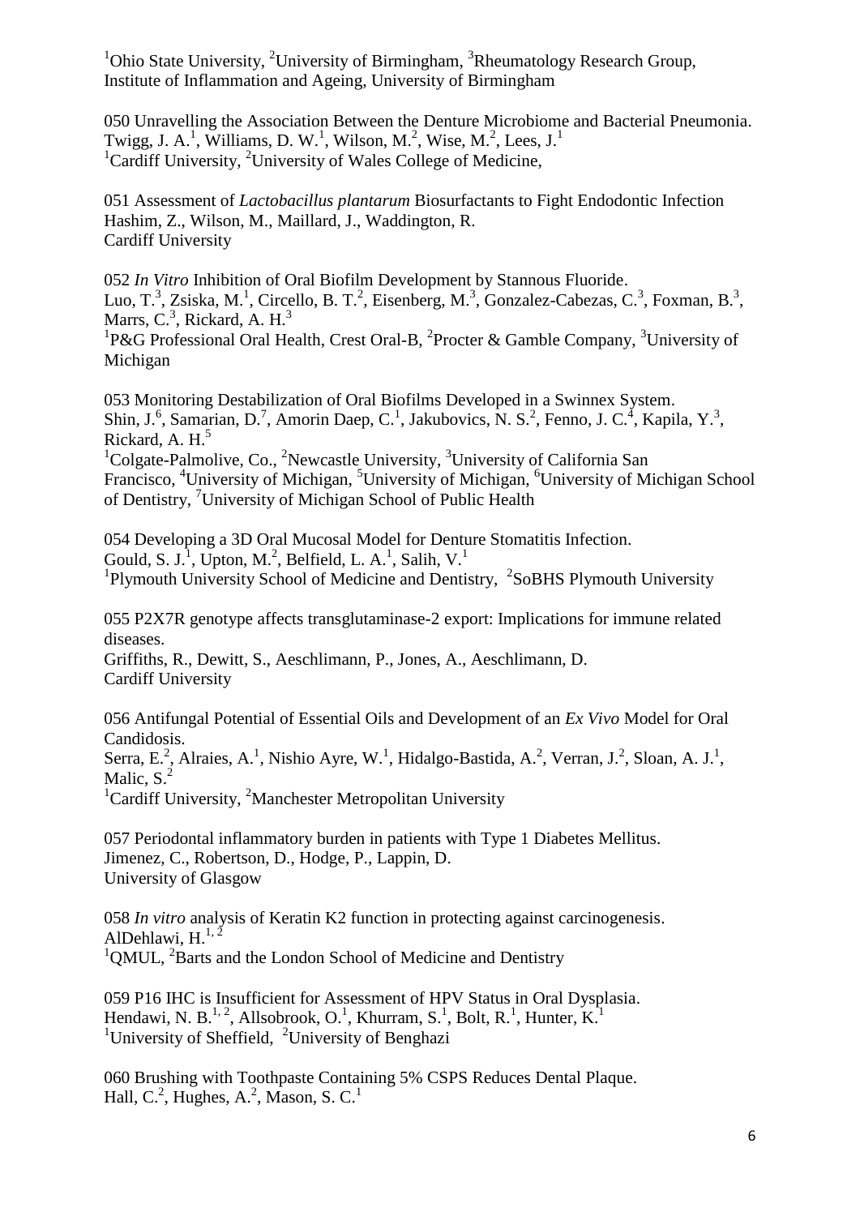[1]Ohio State University, [2]University of Birmingham, [3]Rheumatology Research Group, Institute of Inflammation and Ageing, University of Birmingham

050 Unravelling the Association Between the Denture Microbiome and Bacterial Pneumonia.
Twigg, J. A.[1], Williams, D. W.[1], Wilson, M.[2], Wise, M.[2], Lees, J.[1]
[1]Cardiff University, [2]University of Wales College of Medicine,

051 Assessment of *Lactobacillus plantarum* Biosurfactants to Fight Endodontic Infection
Hashim, Z., Wilson, M., Maillard, J., Waddington, R.
Cardiff University

052 *In Vitro* Inhibition of Oral Biofilm Development by Stannous Fluoride.
Luo, T.[3], Zsiska, M.[1], Circello, B. T.[2], Eisenberg, M.[3], Gonzalez-Cabezas, C.[3], Foxman, B.[3], Marrs, C.[3], Rickard, A. H.[3]
[1]P&G Professional Oral Health, Crest Oral-B, [2]Procter & Gamble Company, [3]University of Michigan

053 Monitoring Destabilization of Oral Biofilms Developed in a Swinnex System.
Shin, J.[6], Samarian, D.[7], Amorin Daep, C.[1], Jakubovics, N. S.[2], Fenno, J. C.[4], Kapila, Y.[3], Rickard, A. H.[5]
[1]Colgate-Palmolive, Co., [2]Newcastle University, [3]University of California San Francisco, [4]University of Michigan, [5]University of Michigan, [6]University of Michigan School of Dentistry, [7]University of Michigan School of Public Health

054 Developing a 3D Oral Mucosal Model for Denture Stomatitis Infection.
Gould, S. J.[1], Upton, M.[2], Belfield, L. A.[1], Salih, V.[1]
[1]Plymouth University School of Medicine and Dentistry, [2]SoBHS Plymouth University

055 P2X7R genotype affects transglutaminase-2 export: Implications for immune related diseases.
Griffiths, R., Dewitt, S., Aeschlimann, P., Jones, A., Aeschlimann, D.
Cardiff University

056 Antifungal Potential of Essential Oils and Development of an *Ex Vivo* Model for Oral Candidosis.
Serra, E.[2], Alraies, A.[1], Nishio Ayre, W.[1], Hidalgo-Bastida, A.[2], Verran, J.[2], Sloan, A. J.[1], Malic, S.[2]
[1]Cardiff University, [2]Manchester Metropolitan University

057 Periodontal inflammatory burden in patients with Type 1 Diabetes Mellitus.
Jimenez, C., Robertson, D., Hodge, P., Lappin, D.
University of Glasgow

058 *In vitro* analysis of Keratin K2 function in protecting against carcinogenesis.
AlDehlawi, H.[1, 2]
[1]QMUL, [2]Barts and the London School of Medicine and Dentistry

059 P16 IHC is Insufficient for Assessment of HPV Status in Oral Dysplasia.
Hendawi, N. B.[1, 2], Allsobrook, O.[1], Khurram, S.[1], Bolt, R.[1], Hunter, K.[1]
[1]University of Sheffield, [2]University of Benghazi

060 Brushing with Toothpaste Containing 5% CSPS Reduces Dental Plaque.
Hall, C.[2], Hughes, A.[2], Mason, S. C.[1]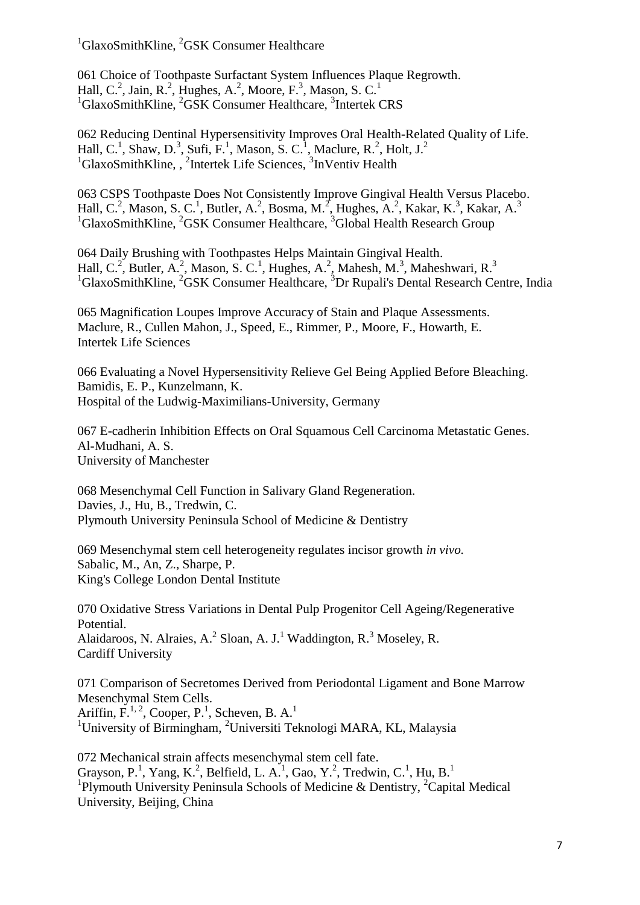[1]GlaxoSmithKline, [2]GSK Consumer Healthcare

061 Choice of Toothpaste Surfactant System Influences Plaque Regrowth.
Hall, C.[2], Jain, R.[2], Hughes, A.[2], Moore, F.[3], Mason, S. C.[1]
[1]GlaxoSmithKline, [2]GSK Consumer Healthcare, [3]Intertek CRS

062 Reducing Dentinal Hypersensitivity Improves Oral Health-Related Quality of Life.
Hall, C.[1], Shaw, D.[3], Sufi, F.[1], Mason, S. C.[1], Maclure, R.[2], Holt, J.[2]
[1]GlaxoSmithKline, , [2]Intertek Life Sciences, [3]InVentiv Health

063 CSPS Toothpaste Does Not Consistently Improve Gingival Health Versus Placebo.
Hall, C.[2], Mason, S. C.[1], Butler, A.[2], Bosma, M.[2], Hughes, A.[2], Kakar, K.[3], Kakar, A.[3]
[1]GlaxoSmithKline, [2]GSK Consumer Healthcare, [3]Global Health Research Group

064 Daily Brushing with Toothpastes Helps Maintain Gingival Health.
Hall, C.[2], Butler, A.[2], Mason, S. C.[1], Hughes, A.[2], Mahesh, M.[3], Maheshwari, R.[3]
[1]GlaxoSmithKline, [2]GSK Consumer Healthcare, [3]Dr Rupali's Dental Research Centre, India

065 Magnification Loupes Improve Accuracy of Stain and Plaque Assessments.
Maclure, R., Cullen Mahon, J., Speed, E., Rimmer, P., Moore, F., Howarth, E.
Intertek Life Sciences

066 Evaluating a Novel Hypersensitivity Relieve Gel Being Applied Before Bleaching.
Bamidis, E. P., Kunzelmann, K.
Hospital of the Ludwig-Maximilians-University, Germany

067 E-cadherin Inhibition Effects on Oral Squamous Cell Carcinoma Metastatic Genes.
Al-Mudhani, A. S.
University of Manchester

068 Mesenchymal Cell Function in Salivary Gland Regeneration.
Davies, J., Hu, B., Tredwin, C.
Plymouth University Peninsula School of Medicine & Dentistry

069 Mesenchymal stem cell heterogeneity regulates incisor growth *in vivo.*
Sabalic, M., An, Z., Sharpe, P.
King's College London Dental Institute

070 Oxidative Stress Variations in Dental Pulp Progenitor Cell Ageing/Regenerative Potential.
Alaidaroos, N. Alraies, A.[2] Sloan, A. J.[1] Waddington, R.[3] Moseley, R.
Cardiff University

071 Comparison of Secretomes Derived from Periodontal Ligament and Bone Marrow Mesenchymal Stem Cells.
Ariffin, F.[1, 2], Cooper, P.[1], Scheven, B. A.[1]
[1]University of Birmingham, [2]Universiti Teknologi MARA, KL, Malaysia

072 Mechanical strain affects mesenchymal stem cell fate.
Grayson, P.[1], Yang, K.[2], Belfield, L. A.[1], Gao, Y.[2], Tredwin, C.[1], Hu, B.[1]
[1]Plymouth University Peninsula Schools of Medicine & Dentistry, [2]Capital Medical University, Beijing, China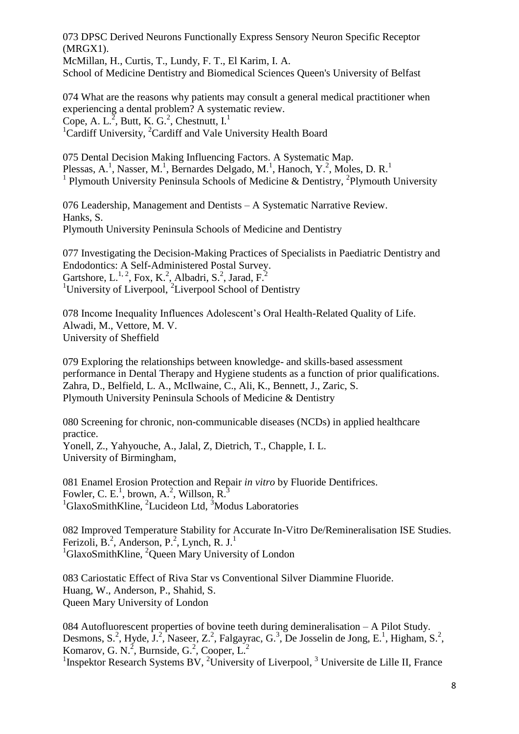073 DPSC Derived Neurons Functionally Express Sensory Neuron Specific Receptor (MRGX1).
McMillan, H., Curtis, T., Lundy, F. T., El Karim, I. A.
School of Medicine Dentistry and Biomedical Sciences Queen's University of Belfast

074 What are the reasons why patients may consult a general medical practitioner when experiencing a dental problem? A systematic review.
Cope, A. L.[2], Butt, K. G.[2], Chestnutt, I.[1]
[1]Cardiff University, [2]Cardiff and Vale University Health Board

075 Dental Decision Making Influencing Factors. A Systematic Map.
Plessas, A.[1], Nasser, M.[1], Bernardes Delgado, M.[1], Hanoch, Y.[2], Moles, D. R.[1]
[1] Plymouth University Peninsula Schools of Medicine & Dentistry, [2]Plymouth University

076 Leadership, Management and Dentists – A Systematic Narrative Review.
Hanks, S.
Plymouth University Peninsula Schools of Medicine and Dentistry

077 Investigating the Decision-Making Practices of Specialists in Paediatric Dentistry and Endodontics: A Self-Administered Postal Survey.
Gartshore, L.[1, 2], Fox, K.[2], Albadri, S.[2], Jarad, F.[2]
[1]University of Liverpool, [2]Liverpool School of Dentistry

078 Income Inequality Influences Adolescent's Oral Health-Related Quality of Life.
Alwadi, M., Vettore, M. V.
University of Sheffield

079 Exploring the relationships between knowledge- and skills-based assessment performance in Dental Therapy and Hygiene students as a function of prior qualifications.
Zahra, D., Belfield, L. A., McIlwaine, C., Ali, K., Bennett, J., Zaric, S.
Plymouth University Peninsula Schools of Medicine & Dentistry

080 Screening for chronic, non-communicable diseases (NCDs) in applied healthcare practice.
Yonell, Z., Yahyouche, A., Jalal, Z, Dietrich, T., Chapple, I. L.
University of Birmingham,

081 Enamel Erosion Protection and Repair *in vitro* by Fluoride Dentifrices.
Fowler, C. E.[1], brown, A.[2], Willson, R.[3]
[1]GlaxoSmithKline, [2]Lucideon Ltd, [3]Modus Laboratories

082 Improved Temperature Stability for Accurate In-Vitro De/Remineralisation ISE Studies.
Ferizoli, B.[2], Anderson, P.[2], Lynch, R. J.[1]
[1]GlaxoSmithKline, [2]Queen Mary University of London

083 Cariostatic Effect of Riva Star vs Conventional Silver Diammine Fluoride.
Huang, W., Anderson, P., Shahid, S.
Queen Mary University of London

084 Autofluorescent properties of bovine teeth during demineralisation – A Pilot Study.
Desmons, S.[2], Hyde, J.[2], Naseer, Z.[2], Falgayrac, G.[3], De Josselin de Jong, E.[1], Higham, S.[2], Komarov, G. N.[2], Burnside, G.[2], Cooper, L.[2]
[1]Inspektor Research Systems BV, [2]University of Liverpool, [3] Universite de Lille II, France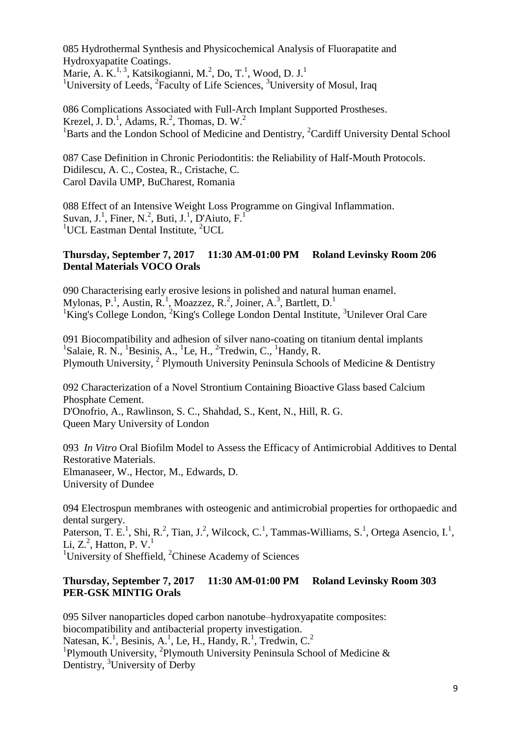085 Hydrothermal Synthesis and Physicochemical Analysis of Fluorapatite and Hydroxyapatite Coatings.
Marie, A. K.[1, 3], Katsikogianni, M.[2], Do, T.[1], Wood, D. J.[1]
[1]University of Leeds, [2]Faculty of Life Sciences, [3]University of Mosul, Iraq

086 Complications Associated with Full-Arch Implant Supported Prostheses.
Krezel, J. D.[1], Adams, R.[2], Thomas, D. W.[2]
[1]Barts and the London School of Medicine and Dentistry, [2]Cardiff University Dental School

087 Case Definition in Chronic Periodontitis: the Reliability of Half-Mouth Protocols.
Didilescu, A. C., Costea, R., Cristache, C.
Carol Davila UMP, BuCharest, Romania

088 Effect of an Intensive Weight Loss Programme on Gingival Inflammation.
Suvan, J.[1], Finer, N.[2], Buti, J.[1], D'Aiuto, F.[1]
[1]UCL Eastman Dental Institute, [2]UCL

**Thursday, September 7, 2017 11:30 AM-01:00 PM Roland Levinsky Room 206**
**Dental Materials VOCO Orals**

090 Characterising early erosive lesions in polished and natural human enamel.
Mylonas, P.[1], Austin, R.[1], Moazzez, R.[2], Joiner, A.[3], Bartlett, D.[1]
[1]King's College London, [2]King's College London Dental Institute, [3]Unilever Oral Care

091 Biocompatibility and adhesion of silver nano-coating on titanium dental implants
[1]Salaie, R. N., [1]Besinis, A., [1]Le, H., [2]Tredwin, C., [1]Handy, R.
Plymouth University, [2] Plymouth University Peninsula Schools of Medicine & Dentistry

092 Characterization of a Novel Strontium Containing Bioactive Glass based Calcium Phosphate Cement.
D'Onofrio, A., Rawlinson, S. C., Shahdad, S., Kent, N., Hill, R. G.
Queen Mary University of London

093 *In Vitro* Oral Biofilm Model to Assess the Efficacy of Antimicrobial Additives to Dental Restorative Materials.
Elmanaseer, W., Hector, M., Edwards, D.
University of Dundee

094 Electrospun membranes with osteogenic and antimicrobial properties for orthopaedic and dental surgery.
Paterson, T. E.[1], Shi, R.[2], Tian, J.[2], Wilcock, C.[1], Tammas-Williams, S.[1], Ortega Asencio, I.[1], Li, Z.[2], Hatton, P. V.[1]
[1]University of Sheffield, [2]Chinese Academy of Sciences

**Thursday, September 7, 2017 11:30 AM-01:00 PM Roland Levinsky Room 303**
**PER-GSK MINTIG Orals**

095 Silver nanoparticles doped carbon nanotube–hydroxyapatite composites: biocompatibility and antibacterial property investigation.
Natesan, K.[1], Besinis, A.[1], Le, H., Handy, R.[1], Tredwin, C.[2]
[1]Plymouth University, [2]Plymouth University Peninsula School of Medicine & Dentistry, [3]University of Derby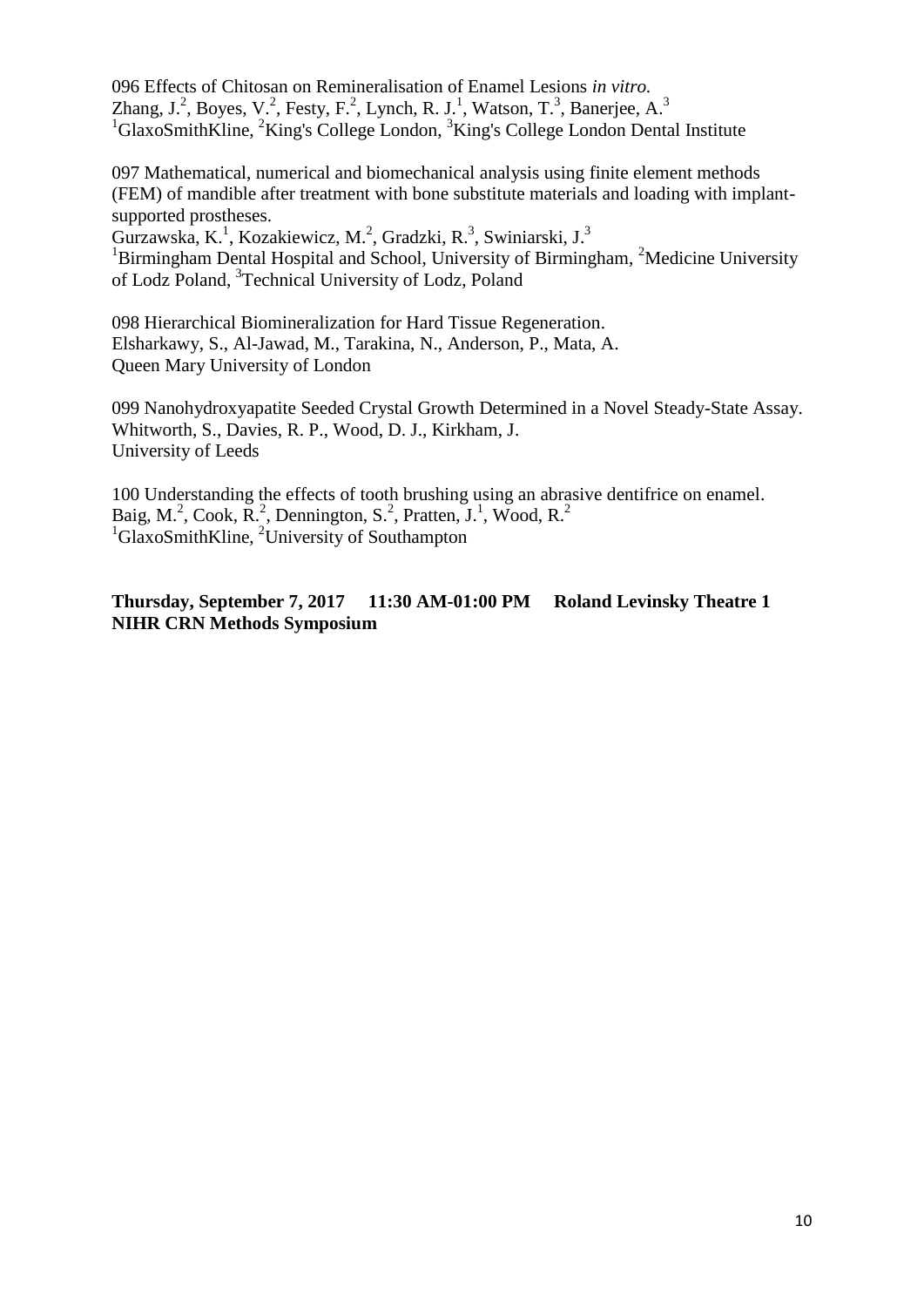096 Effects of Chitosan on Remineralisation of Enamel Lesions *in vitro.*
Zhang, J.[2], Boyes, V.[2], Festy, F.[2], Lynch, R. J.[1], Watson, T.[3], Banerjee, A.[3]
[1]GlaxoSmithKline, [2]King's College London, [3]King's College London Dental Institute

097 Mathematical, numerical and biomechanical analysis using finite element methods (FEM) of mandible after treatment with bone substitute materials and loading with implant-supported prostheses.
Gurzawska, K.[1], Kozakiewicz, M.[2], Gradzki, R.[3], Swiniarski, J.[3]
[1]Birmingham Dental Hospital and School, University of Birmingham, [2]Medicine University of Lodz Poland, [3]Technical University of Lodz, Poland

098 Hierarchical Biomineralization for Hard Tissue Regeneration.
Elsharkawy, S., Al-Jawad, M., Tarakina, N., Anderson, P., Mata, A.
Queen Mary University of London

099 Nanohydroxyapatite Seeded Crystal Growth Determined in a Novel Steady-State Assay.
Whitworth, S., Davies, R. P., Wood, D. J., Kirkham, J.
University of Leeds

100 Understanding the effects of tooth brushing using an abrasive dentifrice on enamel.
Baig, M.[2], Cook, R.[2], Dennington, S.[2], Pratten, J.[1], Wood, R.[2]
[1]GlaxoSmithKline, [2]University of Southampton

**Thursday, September 7, 2017 11:30 AM-01:00 PM Roland Levinsky Theatre 1**
**NIHR CRN Methods Symposium**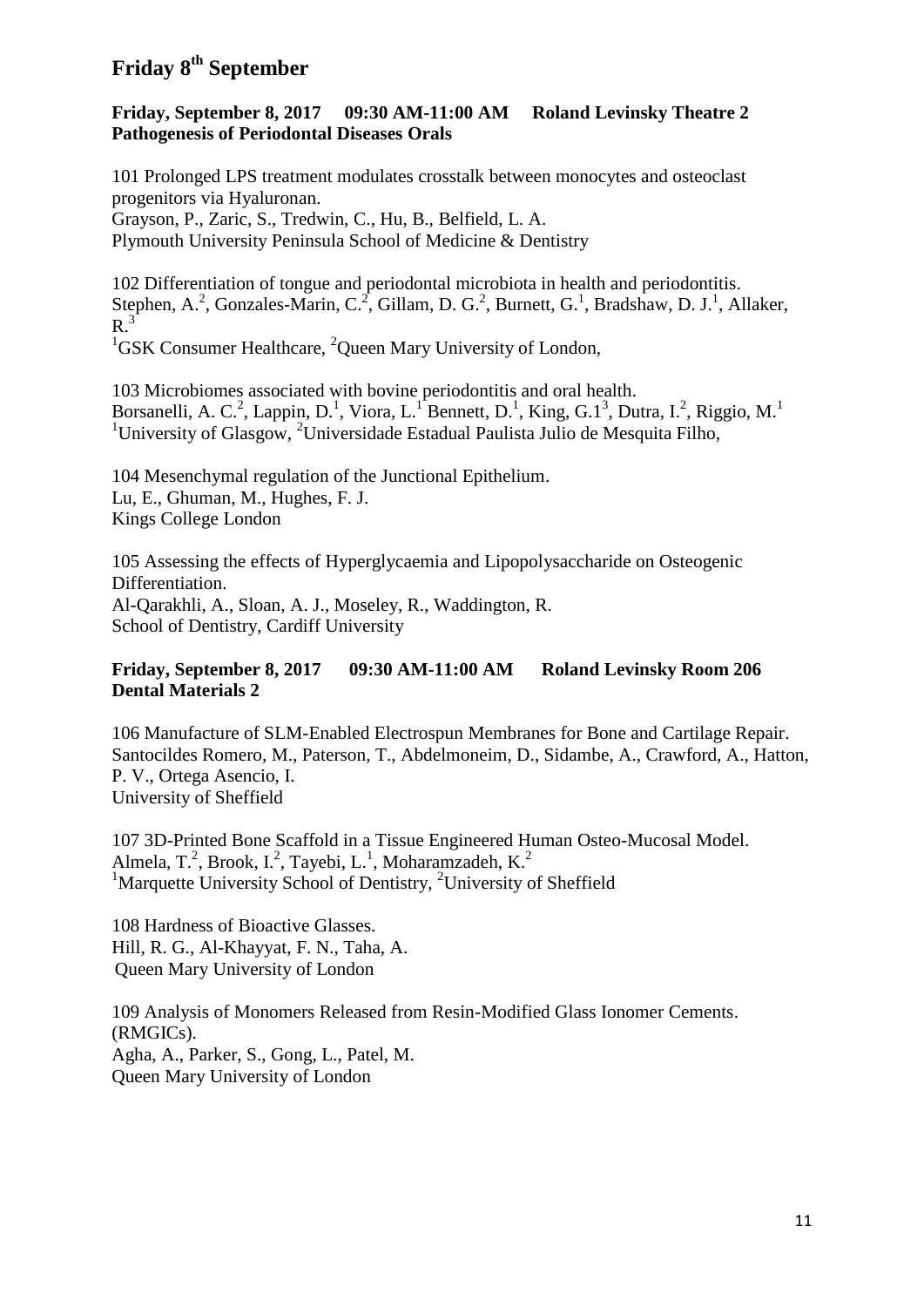# Friday 8th September

**Friday, September 8, 2017 09:30 AM-11:00 AM Roland Levinsky Theatre 2**
**Pathogenesis of Periodontal Diseases Orals**

101 Prolonged LPS treatment modulates crosstalk between monocytes and osteoclast progenitors via Hyaluronan.
Grayson, P., Zaric, S., Tredwin, C., Hu, B., Belfield, L. A.
Plymouth University Peninsula School of Medicine & Dentistry

102 Differentiation of tongue and periodontal microbiota in health and periodontitis.
Stephen, A.[2], Gonzales-Marin, C.[2], Gillam, D. G.[2], Burnett, G.[1], Bradshaw, D. J.[1], Allaker, R.[3]
[1]GSK Consumer Healthcare, [2]Queen Mary University of London,

103 Microbiomes associated with bovine periodontitis and oral health.
Borsanelli, A. C.[2], Lappin, D.[1], Viora, L.[1] Bennett, D.[1], King, G.1[3], Dutra, I.[2], Riggio, M.[1]
[1]University of Glasgow, [2]Universidade Estadual Paulista Julio de Mesquita Filho,

104 Mesenchymal regulation of the Junctional Epithelium.
Lu, E., Ghuman, M., Hughes, F. J.
Kings College London

105 Assessing the effects of Hyperglycaemia and Lipopolysaccharide on Osteogenic Differentiation.
Al-Qarakhli, A., Sloan, A. J., Moseley, R., Waddington, R.
School of Dentistry, Cardiff University

**Friday, September 8, 2017 09:30 AM-11:00 AM Roland Levinsky Room 206**
**Dental Materials 2**

106 Manufacture of SLM-Enabled Electrospun Membranes for Bone and Cartilage Repair.
Santocildes Romero, M., Paterson, T., Abdelmoneim, D., Sidambe, A., Crawford, A., Hatton, P. V., Ortega Asencio, I.
University of Sheffield

107 3D-Printed Bone Scaffold in a Tissue Engineered Human Osteo-Mucosal Model.
Almela, T.[2], Brook, I.[2], Tayebi, L.[1], Moharamzadeh, K.[2]
[1]Marquette University School of Dentistry, [2]University of Sheffield

108 Hardness of Bioactive Glasses.
Hill, R. G., Al-Khayyat, F. N., Taha, A.
Queen Mary University of London

109 Analysis of Monomers Released from Resin-Modified Glass Ionomer Cements. (RMGICs).
Agha, A., Parker, S., Gong, L., Patel, M.
Queen Mary University of London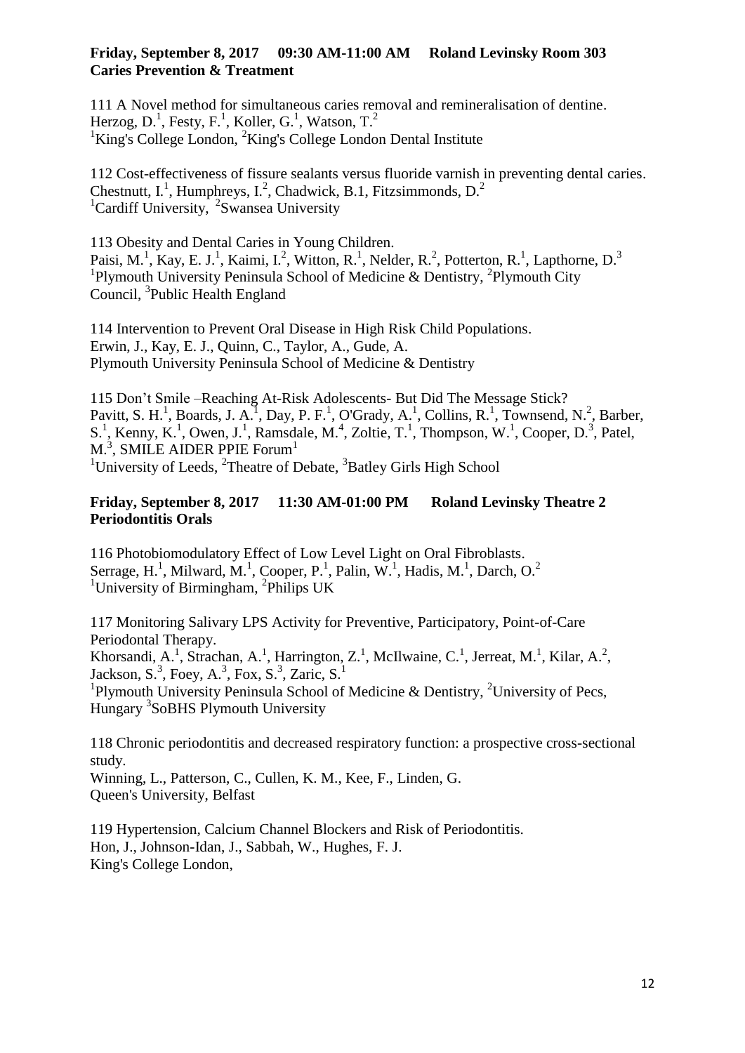**Friday, September 8, 2017 09:30 AM-11:00 AM Roland Levinsky Room 303**
**Caries Prevention & Treatment**

111 A Novel method for simultaneous caries removal and remineralisation of dentine.
Herzog, D.[1], Festy, F.[1], Koller, G.[1], Watson, T.[2]
[1]King's College London, [2]King's College London Dental Institute

112 Cost-effectiveness of fissure sealants versus fluoride varnish in preventing dental caries.
Chestnutt, I.[1], Humphreys, I.[2], Chadwick, B.1, Fitzsimmonds, D.[2]
[1]Cardiff University, [2]Swansea University

113 Obesity and Dental Caries in Young Children.
Paisi, M.[1], Kay, E. J.[1], Kaimi, I.[2], Witton, R.[1], Nelder, R.[2], Potterton, R.[1], Lapthorne, D.[3]
[1]Plymouth University Peninsula School of Medicine & Dentistry, [2]Plymouth City Council, [3]Public Health England

114 Intervention to Prevent Oral Disease in High Risk Child Populations.
Erwin, J., Kay, E. J., Quinn, C., Taylor, A., Gude, A.
Plymouth University Peninsula School of Medicine & Dentistry

115 Don't Smile –Reaching At-Risk Adolescents- But Did The Message Stick?
Pavitt, S. H.[1], Boards, J. A.[1], Day, P. F.[1], O'Grady, A.[1], Collins, R.[1], Townsend, N.[2], Barber, S.[1], Kenny, K.[1], Owen, J.[1], Ramsdale, M.[4], Zoltie, T.[1], Thompson, W.[1], Cooper, D.[3], Patel, M.[3], SMILE AIDER PPIE Forum[1]
[1]University of Leeds, [2]Theatre of Debate, [3]Batley Girls High School

**Friday, September 8, 2017 11:30 AM-01:00 PM Roland Levinsky Theatre 2**
**Periodontitis Orals**

116 Photobiomodulatory Effect of Low Level Light on Oral Fibroblasts.
Serrage, H.[1], Milward, M.[1], Cooper, P.[1], Palin, W.[1], Hadis, M.[1], Darch, O.[2]
[1]University of Birmingham, [2]Philips UK

117 Monitoring Salivary LPS Activity for Preventive, Participatory, Point-of-Care Periodontal Therapy.
Khorsandi, A.[1], Strachan, A.[1], Harrington, Z.[1], McIlwaine, C.[1], Jerreat, M.[1], Kilar, A.[2], Jackson, S.[3], Foey, A.[3], Fox, S.[3], Zaric, S.[1]
[1]Plymouth University Peninsula School of Medicine & Dentistry, [2]University of Pecs, Hungary [3]SoBHS Plymouth University

118 Chronic periodontitis and decreased respiratory function: a prospective cross-sectional study.
Winning, L., Patterson, C., Cullen, K. M., Kee, F., Linden, G.
Queen's University, Belfast

119 Hypertension, Calcium Channel Blockers and Risk of Periodontitis.
Hon, J., Johnson-Idan, J., Sabbah, W., Hughes, F. J.
King's College London,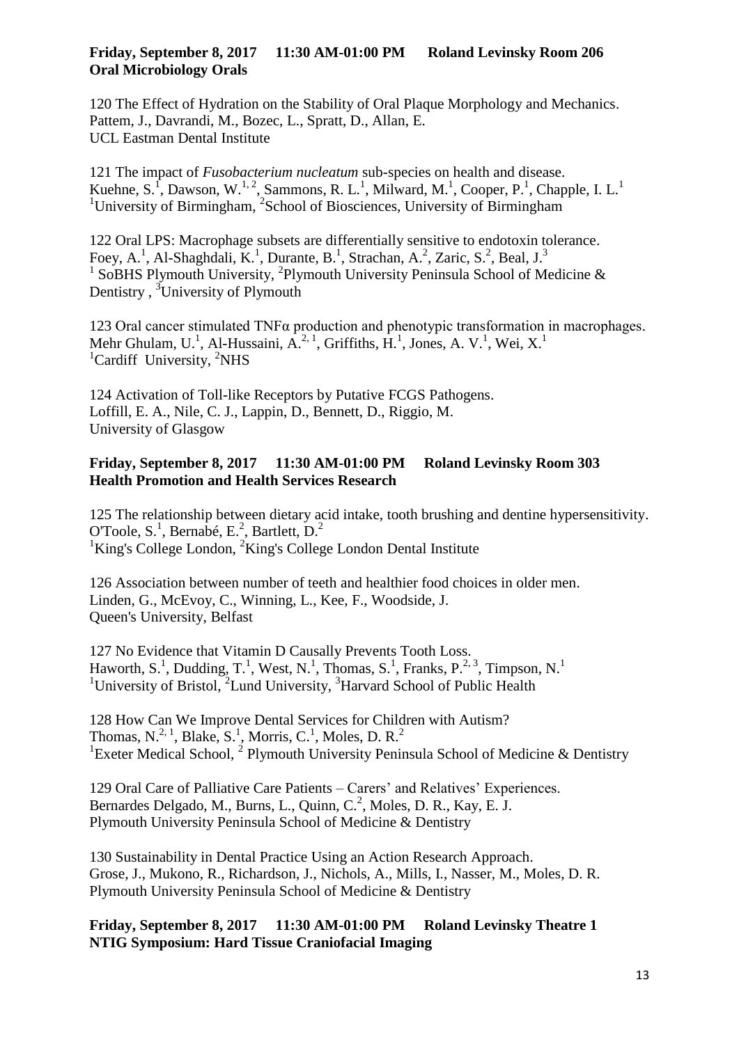**Friday, September 8, 2017 11:30 AM-01:00 PM Roland Levinsky Room 206**
**Oral Microbiology Orals**

120 The Effect of Hydration on the Stability of Oral Plaque Morphology and Mechanics.
Pattem, J., Davrandi, M., Bozec, L., Spratt, D., Allan, E.
UCL Eastman Dental Institute

121 The impact of *Fusobacterium nucleatum* sub-species on health and disease.
Kuehne, S.[1], Dawson, W.[1, 2], Sammons, R. L.[1], Milward, M.[1], Cooper, P.[1], Chapple, I. L.[1]
[1]University of Birmingham, [2]School of Biosciences, University of Birmingham

122 Oral LPS: Macrophage subsets are differentially sensitive to endotoxin tolerance.
Foey, A.[1], Al-Shaghdali, K.[1], Durante, B.[1], Strachan, A.[2], Zaric, S.[2], Beal, J.[3]
[1] SoBHS Plymouth University, [2]Plymouth University Peninsula School of Medicine & Dentistry , [3]University of Plymouth

123 Oral cancer stimulated TNFα production and phenotypic transformation in macrophages.
Mehr Ghulam, U.[1], Al-Hussaini, A.[2, 1], Griffiths, H.[1], Jones, A. V.[1], Wei, X.[1]
[1]Cardiff University, [2]NHS

124 Activation of Toll-like Receptors by Putative FCGS Pathogens.
Loffill, E. A., Nile, C. J., Lappin, D., Bennett, D., Riggio, M.
University of Glasgow

**Friday, September 8, 2017 11:30 AM-01:00 PM Roland Levinsky Room 303**
**Health Promotion and Health Services Research**

125 The relationship between dietary acid intake, tooth brushing and dentine hypersensitivity.
O'Toole, S.[1], Bernabé, E.[2], Bartlett, D.[2]
[1]King's College London, [2]King's College London Dental Institute

126 Association between number of teeth and healthier food choices in older men.
Linden, G., McEvoy, C., Winning, L., Kee, F., Woodside, J.
Queen's University, Belfast

127 No Evidence that Vitamin D Causally Prevents Tooth Loss.
Haworth, S.[1], Dudding, T.[1], West, N.[1], Thomas, S.[1], Franks, P.[2, 3], Timpson, N.[1]
[1]University of Bristol, [2]Lund University, [3]Harvard School of Public Health

128 How Can We Improve Dental Services for Children with Autism?
Thomas, N.[2, 1], Blake, S.[1], Morris, C.[1], Moles, D. R.[2]
[1]Exeter Medical School, [2] Plymouth University Peninsula School of Medicine & Dentistry

129 Oral Care of Palliative Care Patients – Carers' and Relatives' Experiences.
Bernardes Delgado, M., Burns, L., Quinn, C.[2], Moles, D. R., Kay, E. J.
Plymouth University Peninsula School of Medicine & Dentistry

130 Sustainability in Dental Practice Using an Action Research Approach.
Grose, J., Mukono, R., Richardson, J., Nichols, A., Mills, I., Nasser, M., Moles, D. R.
Plymouth University Peninsula School of Medicine & Dentistry

**Friday, September 8, 2017 11:30 AM-01:00 PM Roland Levinsky Theatre 1**
**NTIG Symposium: Hard Tissue Craniofacial Imaging**